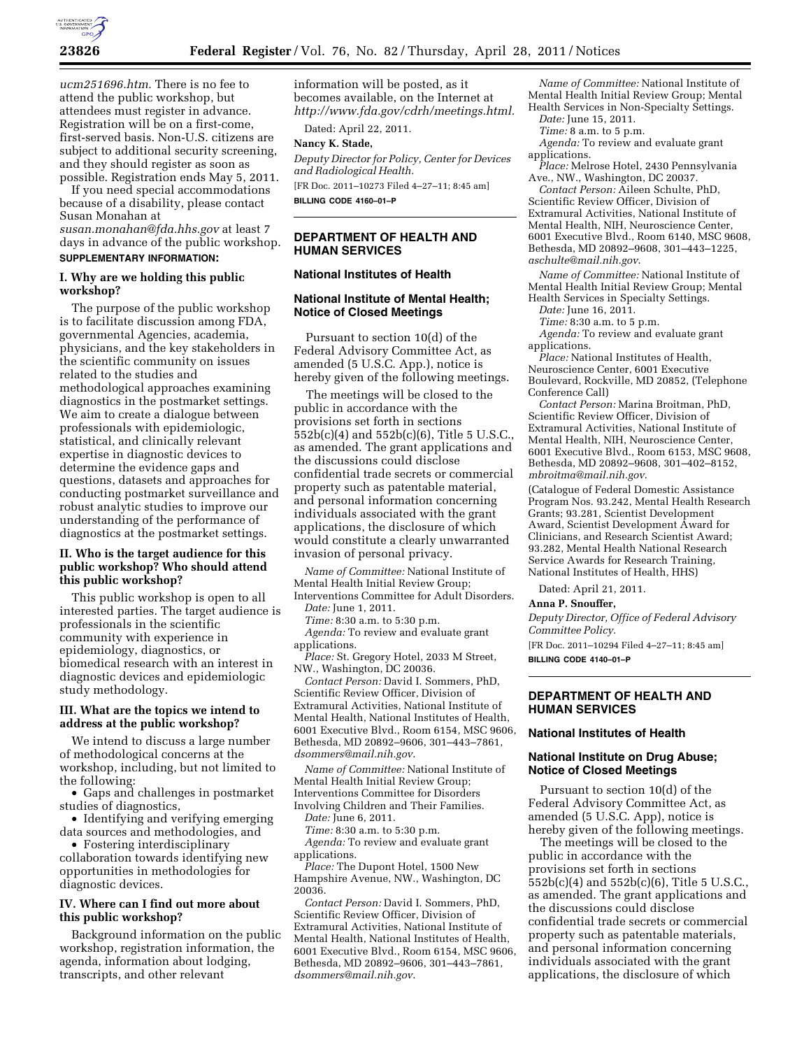ucm251696.htm. There is no fee to attend the public workshop, but attendees must register in advance. Registration will be on a first-come, first-served basis. Non-U.S. citizens are subject to additional security screening, and they should register as soon as possible. Registration ends May 5, 2011.

If you need special accommodations because of a disability, please contact Susan Monahan at *susan.monahan@fda.hhs.gov* at least 7 days in advance of the public workshop.

**SUPPLEMENTARY INFORMATION:**

### I. Why are we holding this public workshop?

The purpose of the public workshop is to facilitate discussion among FDA, governmental Agencies, academia, physicians, and the key stakeholders in the scientific community on issues related to the studies and methodological approaches examining diagnostics in the postmarket settings. We aim to create a dialogue between professionals with epidemiologic, statistical, and clinically relevant expertise in diagnostic devices to determine the evidence gaps and questions, datasets and approaches for conducting postmarket surveillance and robust analytic studies to improve our understanding of the performance of diagnostics at the postmarket settings.

### II. Who is the target audience for this public workshop? Who should attend this public workshop?

This public workshop is open to all interested parties. The target audience is professionals in the scientific community with experience in epidemiology, diagnostics, or biomedical research with an interest in diagnostic devices and epidemiologic study methodology.

### III. What are the topics we intend to address at the public workshop?

We intend to discuss a large number of methodological concerns at the workshop, including, but not limited to the following:

- Gaps and challenges in postmarket studies of diagnostics,
- Identifying and verifying emerging data sources and methodologies, and
- Fostering interdisciplinary collaboration towards identifying new opportunities in methodologies for diagnostic devices.

### IV. Where can I find out more about this public workshop?

Background information on the public workshop, registration information, the agenda, information about lodging, transcripts, and other relevant information will be posted, as it becomes available, on the Internet at *http://www.fda.gov/cdrh/meetings.html*.

Dated: April 22, 2011.

**Nancy K. Stade,**

*Deputy Director for Policy, Center for Devices and Radiological Health.*

[FR Doc. 2011–10273 Filed 4–27–11; 8:45 am]

**BILLING CODE 4160–01–P**

---

## DEPARTMENT OF HEALTH AND HUMAN SERVICES

### National Institutes of Health

### National Institute of Mental Health; Notice of Closed Meetings

Pursuant to section 10(d) of the Federal Advisory Committee Act, as amended (5 U.S.C. App.), notice is hereby given of the following meetings.

The meetings will be closed to the public in accordance with the provisions set forth in sections 552b(c)(4) and 552b(c)(6), Title 5 U.S.C., as amended. The grant applications and the discussions could disclose confidential trade secrets or commercial property such as patentable material, and personal information concerning individuals associated with the grant applications, the disclosure of which would constitute a clearly unwarranted invasion of personal privacy.

*Name of Committee:* National Institute of Mental Health Initial Review Group; Interventions Committee for Adult Disorders.

*Date:* June 1, 2011.

*Time:* 8:30 a.m. to 5:30 p.m.

*Agenda:* To review and evaluate grant applications.

*Place:* St. Gregory Hotel, 2033 M Street, NW., Washington, DC 20036.

*Contact Person:* David I. Sommers, PhD, Scientific Review Officer, Division of Extramural Activities, National Institute of Mental Health, National Institutes of Health, 6001 Executive Blvd., Room 6154, MSC 9606, Bethesda, MD 20892–9606, 301–443–7861, *dsommers@mail.nih.gov*.

*Name of Committee:* National Institute of Mental Health Initial Review Group; Interventions Committee for Disorders Involving Children and Their Families.

*Date:* June 6, 2011.

*Time:* 8:30 a.m. to 5:30 p.m.

*Agenda:* To review and evaluate grant applications.

*Place:* The Dupont Hotel, 1500 New Hampshire Avenue, NW., Washington, DC 20036.

*Contact Person:* David I. Sommers, PhD, Scientific Review Officer, Division of Extramural Activities, National Institute of Mental Health, National Institutes of Health, 6001 Executive Blvd., Room 6154, MSC 9606, Bethesda, MD 20892–9606, 301–443–7861, *dsommers@mail.nih.gov*.

*Name of Committee:* National Institute of Mental Health Initial Review Group; Mental Health Services in Non-Specialty Settings.

*Date:* June 15, 2011.

*Time:* 8 a.m. to 5 p.m.

*Agenda:* To review and evaluate grant applications.

*Place:* Melrose Hotel, 2430 Pennsylvania Ave., NW., Washington, DC 20037.

*Contact Person:* Aileen Schulte, PhD, Scientific Review Officer, Division of Extramural Activities, National Institute of Mental Health, NIH, Neuroscience Center, 6001 Executive Blvd., Room 6140, MSC 9608, Bethesda, MD 20892–9608, 301–443–1225, *aschulte@mail.nih.gov*.

*Name of Committee:* National Institute of Mental Health Initial Review Group; Mental Health Services in Specialty Settings.

*Date:* June 16, 2011.

*Time:* 8:30 a.m. to 5 p.m.

*Agenda:* To review and evaluate grant applications.

*Place:* National Institutes of Health, Neuroscience Center, 6001 Executive Boulevard, Rockville, MD 20852, (Telephone Conference Call)

*Contact Person:* Marina Broitman, PhD, Scientific Review Officer, Division of Extramural Activities, National Institute of Mental Health, NIH, Neuroscience Center, 6001 Executive Blvd., Room 6153, MSC 9608, Bethesda, MD 20892–9608, 301–402–8152, *mbroitma@mail.nih.gov*.

(Catalogue of Federal Domestic Assistance Program Nos. 93.242, Mental Health Research Grants; 93.281, Scientist Development Award, Scientist Development Award for Clinicians, and Research Scientist Award; 93.282, Mental Health National Research Service Awards for Research Training, National Institutes of Health, HHS)

Dated: April 21, 2011.

**Anna P. Snouffer,**

*Deputy Director, Office of Federal Advisory Committee Policy.*

[FR Doc. 2011–10294 Filed 4–27–11; 8:45 am]

**BILLING CODE 4140–01–P**

---

## DEPARTMENT OF HEALTH AND HUMAN SERVICES

### National Institutes of Health

### National Institute on Drug Abuse; Notice of Closed Meetings

Pursuant to section 10(d) of the Federal Advisory Committee Act, as amended (5 U.S.C. App), notice is hereby given of the following meetings.

The meetings will be closed to the public in accordance with the provisions set forth in sections 552b(c)(4) and 552b(c)(6), Title 5 U.S.C., as amended. The grant applications and the discussions could disclose confidential trade secrets or commercial property such as patentable materials, and personal information concerning individuals associated with the grant applications, the disclosure of which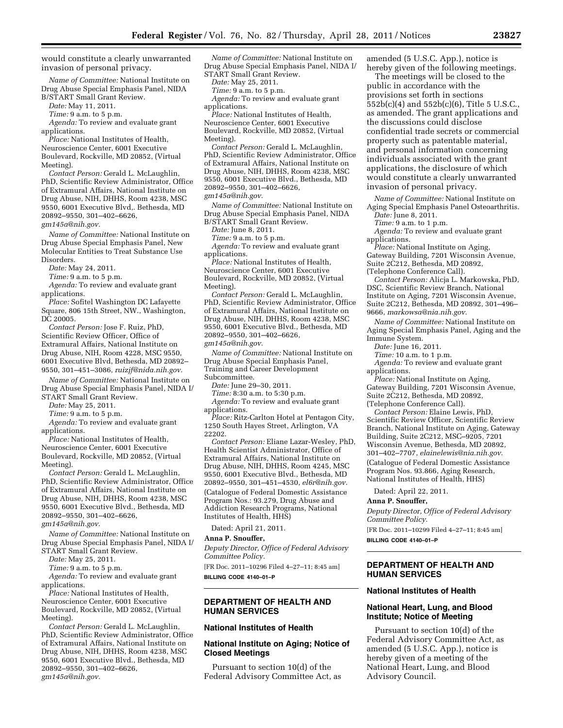would constitute a clearly unwarranted invasion of personal privacy.

*Name of Committee:* National Institute on Drug Abuse Special Emphasis Panel, NIDA B/START Small Grant Review.

*Date:* May 11, 2011.

*Time:* 9 a.m. to 5 p.m.

*Agenda:* To review and evaluate grant applications.

*Place:* National Institutes of Health, Neuroscience Center, 6001 Executive Boulevard, Rockville, MD 20852, (Virtual Meeting).

*Contact Person:* Gerald L. McLaughlin, PhD, Scientific Review Administrator, Office of Extramural Affairs, National Institute on Drug Abuse, NIH, DHHS, Room 4238, MSC 9550, 6001 Executive Blvd,. Bethesda, MD 20892–9550, 301–402–6626, *gm145a@nih.gov.*

*Name of Committee:* National Institute on Drug Abuse Special Emphasis Panel, New Molecular Entities to Treat Substance Use Disorders.

*Date:* May 24, 2011.

*Time:* 9 a.m. to 5 p.m.

*Agenda:* To review and evaluate grant applications.

*Place:* Sofitel Washington DC Lafayette Square, 806 15th Street, NW., Washington, DC 20005.

*Contact Person:* Jose F. Ruiz, PhD, Scientific Review Officer, Office of Extramural Affairs, National Institute on Drug Abuse, NIH, Room 4228, MSC 9550, 6001 Executive Blvd, Bethesda, MD 20892–9550, 301–451–3086, *ruizjf@nida.nih.gov.*

*Name of Committee:* National Institute on Drug Abuse Special Emphasis Panel, NIDA I/START Small Grant Review.

*Date:* May 25, 2011.

*Time:* 9 a.m. to 5 p.m.

*Agenda:* To review and evaluate grant applications.

*Place:* National Institutes of Health, Neuroscience Center, 6001 Executive Boulevard, Rockville, MD 20852, (Virtual Meeting).

*Contact Person:* Gerald L. McLaughlin, PhD, Scientific Review Administrator, Office of Extramural Affairs, National Institute on Drug Abuse, NIH, DHHS, Room 4238, MSC 9550, 6001 Executive Blvd., Bethesda, MD 20892–9550, 301–402–6626, *gm145a@nih.gov.*

*Name of Committee:* National Institute on Drug Abuse Special Emphasis Panel, NIDA I/START Small Grant Review.

*Date:* May 25, 2011.

*Time:* 9 a.m. to 5 p.m.

*Agenda:* To review and evaluate grant applications.

*Place:* National Institutes of Health, Neuroscience Center, 6001 Executive Boulevard, Rockville, MD 20852, (Virtual Meeting).

*Contact Person:* Gerald L. McLaughlin, PhD, Scientific Review Administrator, Office of Extramural Affairs, National Institute on Drug Abuse, NIH, DHHS, Room 4238, MSC 9550, 6001 Executive Blvd., Bethesda, MD 20892–9550, 301–402–6626, *gm145a@nih.gov.*

*Name of Committee:* National Institute on Drug Abuse Special Emphasis Panel, NIDA I/START Small Grant Review.

*Date:* May 25, 2011.

*Time:* 9 a.m. to 5 p.m.

*Agenda:* To review and evaluate grant applications.

*Place:* National Institutes of Health, Neuroscience Center, 6001 Executive Boulevard, Rockville, MD 20852, (Virtual Meeting).

*Contact Person:* Gerald L. McLaughlin, PhD, Scientific Review Administrator, Office of Extramural Affairs, National Institute on Drug Abuse, NIH, DHHS, Room 4238, MSC 9550, 6001 Executive Blvd., Bethesda, MD 20892–9550, 301–402–6626, *gm145a@nih.gov.*

*Name of Committee:* National Institute on Drug Abuse Special Emphasis Panel, NIDA B/START Small Grant Review.

*Date:* June 8, 2011.

*Time:* 9 a.m. to 5 p.m.

*Agenda:* To review and evaluate grant applications.

*Place:* National Institutes of Health, Neuroscience Center, 6001 Executive Boulevard, Rockville, MD 20852, (Virtual Meeting).

*Contact Person:* Gerald L. McLaughlin, PhD, Scientific Review Administrator, Office of Extramural Affairs, National Institute on Drug Abuse, NIH, DHHS, Room 4238, MSC 9550, 6001 Executive Blvd., Bethesda, MD 20892–9550, 301–402–6626, *gm145a@nih.gov.*

*Name of Committee:* National Institute on Drug Abuse Special Emphasis Panel, Training and Career Development Subcommittee.

*Date:* June 29–30, 2011.

*Time:* 8:30 a.m. to 5:30 p.m.

*Agenda:* To review and evaluate grant applications.

*Place:* Ritz-Carlton Hotel at Pentagon City, 1250 South Hayes Street, Arlington, VA 22202.

*Contact Person:* Eliane Lazar-Wesley, PhD, Health Scientist Administrator, Office of Extramural Affairs, National Institute on Drug Abuse, NIH, DHHS, Room 4245, MSC 9550, 6001 Executive Blvd., Bethesda, MD 20892–9550, 301–451–4530, *el6r@nih.gov.*

(Catalogue of Federal Domestic Assistance Program Nos.: 93.279, Drug Abuse and Addiction Research Programs, National Institutes of Health, HHS)

Dated: April 21, 2011.

**Anna P. Snouffer,**

*Deputy Director, Office of Federal Advisory Committee Policy.*

[FR Doc. 2011–10296 Filed 4–27–11; 8:45 am]

**BILLING CODE 4140–01–P**

## DEPARTMENT OF HEALTH AND HUMAN SERVICES

### National Institutes of Health

### National Institute on Aging; Notice of Closed Meetings

Pursuant to section 10(d) of the Federal Advisory Committee Act, as amended (5 U.S.C. App.), notice is hereby given of the following meetings.

The meetings will be closed to the public in accordance with the provisions set forth in sections 552b(c)(4) and 552b(c)(6), Title 5 U.S.C., as amended. The grant applications and the discussions could disclose confidential trade secrets or commercial property such as patentable material, and personal information concerning individuals associated with the grant applications, the disclosure of which would constitute a clearly unwarranted invasion of personal privacy.

*Name of Committee:* National Institute on Aging Special Emphasis Panel Osteoarthritis.

*Date:* June 8, 2011.

*Time:* 9 a.m. to 1 p.m.

*Agenda:* To review and evaluate grant applications.

*Place:* National Institute on Aging, Gateway Building, 7201 Wisconsin Avenue, Suite 2C212, Bethesda, MD 20892, (Telephone Conference Call).

*Contact Person:* Alicja L. Markowska, PhD, DSC, Scientific Review Branch, National Institute on Aging, 7201 Wisconsin Avenue, Suite 2C212, Bethesda, MD 20892, 301–496–9666, *markowsa@nia.nih.gov.*

*Name of Committee:* National Institute on Aging Special Emphasis Panel, Aging and the Immune System.

*Date:* June 16, 2011.

*Time:* 10 a.m. to 1 p.m.

*Agenda:* To review and evaluate grant applications.

*Place:* National Institute on Aging, Gateway Building, 7201 Wisconsin Avenue, Suite 2C212, Bethesda, MD 20892, (Telephone Conference Call).

*Contact Person:* Elaine Lewis, PhD, Scientific Review Officer, Scientific Review Branch, National Institute on Aging, Gateway Building, Suite 2C212, MSC–9205, 7201 Wisconsin Avenue, Bethesda, MD 20892, 301–402–7707, *elainelewis@nia.nih.gov.*

(Catalogue of Federal Domestic Assistance Program Nos. 93.866, Aging Research, National Institutes of Health, HHS)

Dated: April 22, 2011.

**Anna P. Snouffer,**

*Deputy Director, Office of Federal Advisory Committee Policy.*

[FR Doc. 2011–10299 Filed 4–27–11; 8:45 am]

**BILLING CODE 4140–01–P**

## DEPARTMENT OF HEALTH AND HUMAN SERVICES

### National Institutes of Health

### National Heart, Lung, and Blood Institute; Notice of Meeting

Pursuant to section 10(d) of the Federal Advisory Committee Act, as amended (5 U.S.C. App.), notice is hereby given of a meeting of the National Heart, Lung, and Blood Advisory Council.